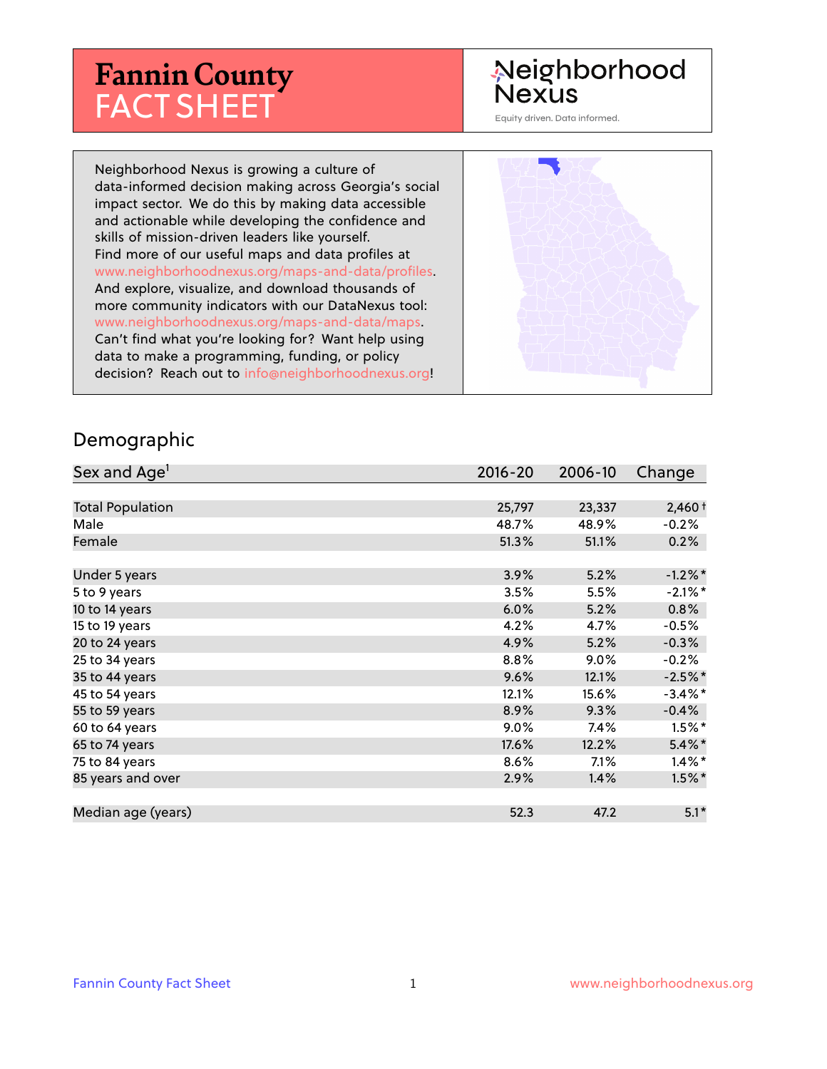# Fannin County FACT SHEET

Neighborhood Nexus

Equity driven. Data informed.

Neighborhood Nexus is growing a culture of data-informed decision making across Georgia's social impact sector. We do this by making data accessible and actionable while developing the confidence and skills of mission-driven leaders like yourself. Find more of our useful maps and data profiles at www.neighborhoodnexus.org/maps-and-data/profiles. And explore, visualize, and download thousands of more community indicators with our DataNexus tool: www.neighborhoodnexus.org/maps-and-data/maps. Can't find what you're looking for? Want help using data to make a programming, funding, or policy decision? Reach out to info@neighborhoodnexus.org!

## Demographic

| Sex and Age[1] | 2016-20 | 2006-10 | Change |
|---|---|---|---|
| Total Population | 25,797 | 23,337 | 2,460 † |
| Male | 48.7% | 48.9% | -0.2% |
| Female | 51.3% | 51.1% | 0.2% |
| | | | |
| Under 5 years | 3.9% | 5.2% | -1.2% * |
| 5 to 9 years | 3.5% | 5.5% | -2.1% * |
| 10 to 14 years | 6.0% | 5.2% | 0.8% |
| 15 to 19 years | 4.2% | 4.7% | -0.5% |
| 20 to 24 years | 4.9% | 5.2% | -0.3% |
| 25 to 34 years | 8.8% | 9.0% | -0.2% |
| 35 to 44 years | 9.6% | 12.1% | -2.5% * |
| 45 to 54 years | 12.1% | 15.6% | -3.4% * |
| 55 to 59 years | 8.9% | 9.3% | -0.4% |
| 60 to 64 years | 9.0% | 7.4% | 1.5% * |
| 65 to 74 years | 17.6% | 12.2% | 5.4% * |
| 75 to 84 years | 8.6% | 7.1% | 1.4% * |
| 85 years and over | 2.9% | 1.4% | 1.5% * |
| | | | |
| Median age (years) | 52.3 | 47.2 | 5.1 * |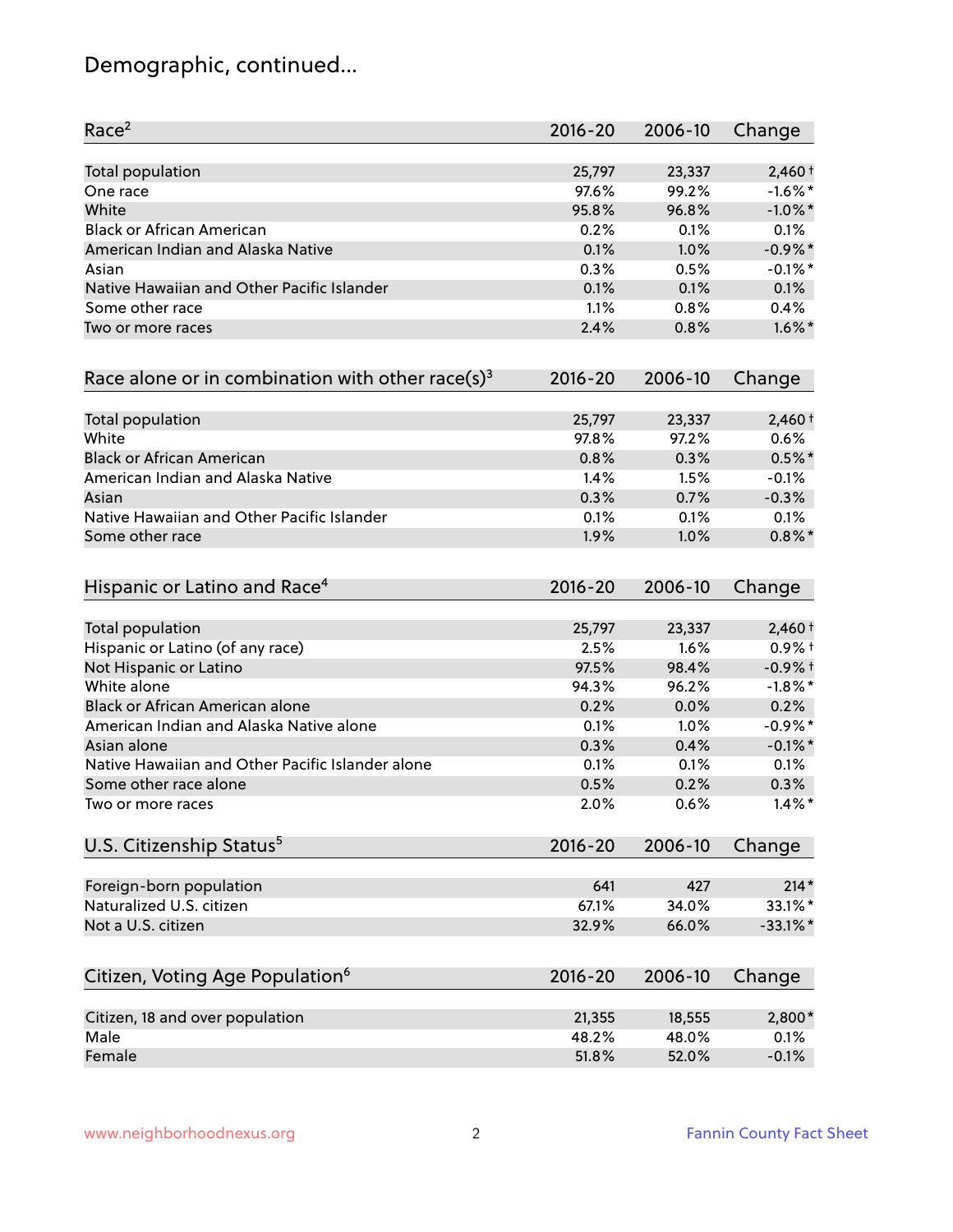# Demographic, continued...

| Race[2] | 2016-20 | 2006-10 | Change |
|---|---|---|---|
| Total population | 25,797 | 23,337 | 2,460† |
| One race | 97.6% | 99.2% | -1.6%* |
| White | 95.8% | 96.8% | -1.0%* |
| Black or African American | 0.2% | 0.1% | 0.1% |
| American Indian and Alaska Native | 0.1% | 1.0% | -0.9%* |
| Asian | 0.3% | 0.5% | -0.1%* |
| Native Hawaiian and Other Pacific Islander | 0.1% | 0.1% | 0.1% |
| Some other race | 1.1% | 0.8% | 0.4% |
| Two or more races | 2.4% | 0.8% | 1.6%* |

| Race alone or in combination with other race(s)[3] | 2016-20 | 2006-10 | Change |
|---|---|---|---|
| Total population | 25,797 | 23,337 | 2,460† |
| White | 97.8% | 97.2% | 0.6% |
| Black or African American | 0.8% | 0.3% | 0.5%* |
| American Indian and Alaska Native | 1.4% | 1.5% | -0.1% |
| Asian | 0.3% | 0.7% | -0.3% |
| Native Hawaiian and Other Pacific Islander | 0.1% | 0.1% | 0.1% |
| Some other race | 1.9% | 1.0% | 0.8%* |

| Hispanic or Latino and Race[4] | 2016-20 | 2006-10 | Change |
|---|---|---|---|
| Total population | 25,797 | 23,337 | 2,460† |
| Hispanic or Latino (of any race) | 2.5% | 1.6% | 0.9%† |
| Not Hispanic or Latino | 97.5% | 98.4% | -0.9%† |
| White alone | 94.3% | 96.2% | -1.8%* |
| Black or African American alone | 0.2% | 0.0% | 0.2% |
| American Indian and Alaska Native alone | 0.1% | 1.0% | -0.9%* |
| Asian alone | 0.3% | 0.4% | -0.1%* |
| Native Hawaiian and Other Pacific Islander alone | 0.1% | 0.1% | 0.1% |
| Some other race alone | 0.5% | 0.2% | 0.3% |
| Two or more races | 2.0% | 0.6% | 1.4%* |

| U.S. Citizenship Status[5] | 2016-20 | 2006-10 | Change |
|---|---|---|---|
| Foreign-born population | 641 | 427 | 214* |
| Naturalized U.S. citizen | 67.1% | 34.0% | 33.1%* |
| Not a U.S. citizen | 32.9% | 66.0% | -33.1%* |

| Citizen, Voting Age Population[6] | 2016-20 | 2006-10 | Change |
|---|---|---|---|
| Citizen, 18 and over population | 21,355 | 18,555 | 2,800* |
| Male | 48.2% | 48.0% | 0.1% |
| Female | 51.8% | 52.0% | -0.1% |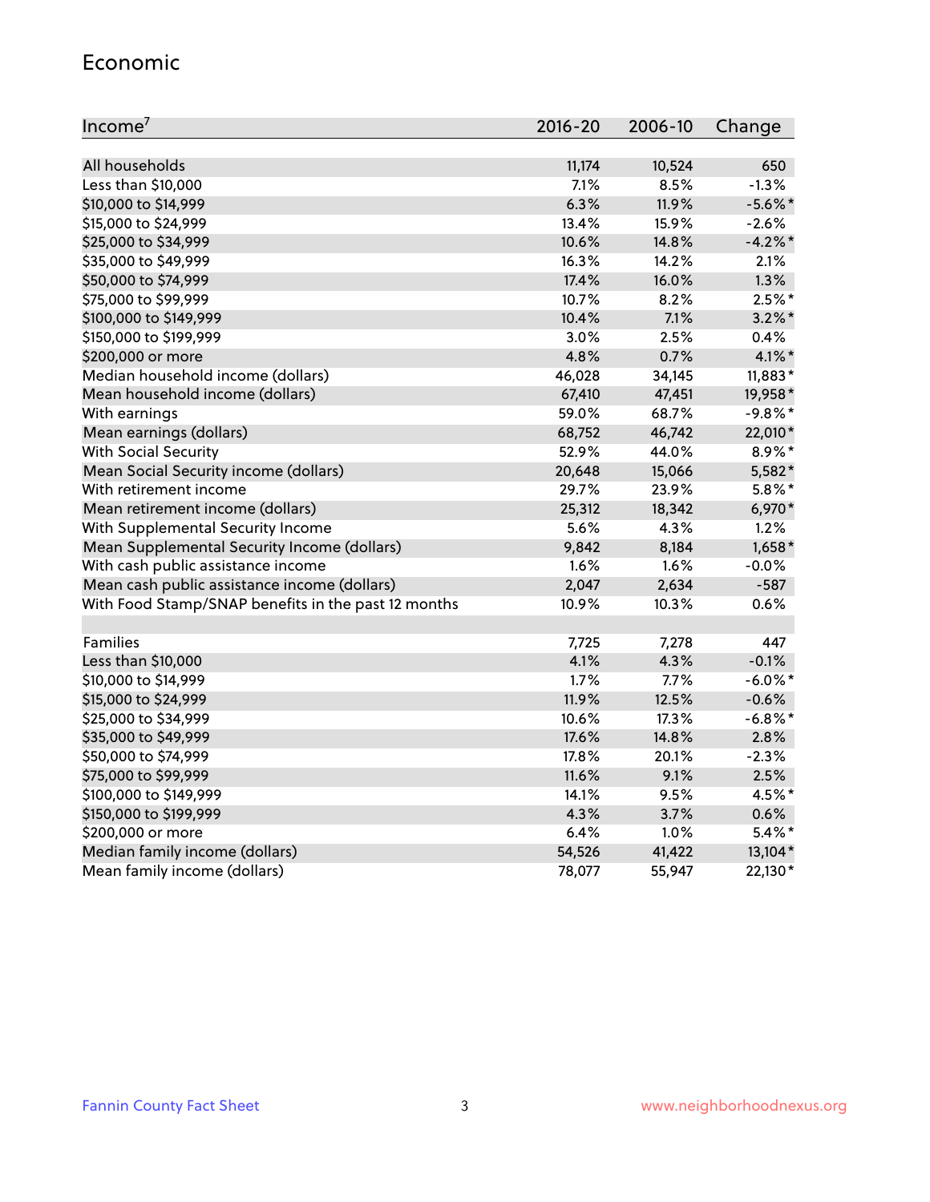## Economic

| Income[7] | 2016-20 | 2006-10 | Change |
|---|---|---|---|
| All households | 11,174 | 10,524 | 650 |
| Less than $10,000 | 7.1% | 8.5% | -1.3% |
| $10,000 to $14,999 | 6.3% | 11.9% | -5.6%* |
| $15,000 to $24,999 | 13.4% | 15.9% | -2.6% |
| $25,000 to $34,999 | 10.6% | 14.8% | -4.2%* |
| $35,000 to $49,999 | 16.3% | 14.2% | 2.1% |
| $50,000 to $74,999 | 17.4% | 16.0% | 1.3% |
| $75,000 to $99,999 | 10.7% | 8.2% | 2.5%* |
| $100,000 to $149,999 | 10.4% | 7.1% | 3.2%* |
| $150,000 to $199,999 | 3.0% | 2.5% | 0.4% |
| $200,000 or more | 4.8% | 0.7% | 4.1%* |
| Median household income (dollars) | 46,028 | 34,145 | 11,883* |
| Mean household income (dollars) | 67,410 | 47,451 | 19,958* |
| With earnings | 59.0% | 68.7% | -9.8%* |
| Mean earnings (dollars) | 68,752 | 46,742 | 22,010* |
| With Social Security | 52.9% | 44.0% | 8.9%* |
| Mean Social Security income (dollars) | 20,648 | 15,066 | 5,582* |
| With retirement income | 29.7% | 23.9% | 5.8%* |
| Mean retirement income (dollars) | 25,312 | 18,342 | 6,970* |
| With Supplemental Security Income | 5.6% | 4.3% | 1.2% |
| Mean Supplemental Security Income (dollars) | 9,842 | 8,184 | 1,658* |
| With cash public assistance income | 1.6% | 1.6% | -0.0% |
| Mean cash public assistance income (dollars) | 2,047 | 2,634 | -587 |
| With Food Stamp/SNAP benefits in the past 12 months | 10.9% | 10.3% | 0.6% |
| | | | |
| Families | 7,725 | 7,278 | 447 |
| Less than $10,000 | 4.1% | 4.3% | -0.1% |
| $10,000 to $14,999 | 1.7% | 7.7% | -6.0%* |
| $15,000 to $24,999 | 11.9% | 12.5% | -0.6% |
| $25,000 to $34,999 | 10.6% | 17.3% | -6.8%* |
| $35,000 to $49,999 | 17.6% | 14.8% | 2.8% |
| $50,000 to $74,999 | 17.8% | 20.1% | -2.3% |
| $75,000 to $99,999 | 11.6% | 9.1% | 2.5% |
| $100,000 to $149,999 | 14.1% | 9.5% | 4.5%* |
| $150,000 to $199,999 | 4.3% | 3.7% | 0.6% |
| $200,000 or more | 6.4% | 1.0% | 5.4%* |
| Median family income (dollars) | 54,526 | 41,422 | 13,104* |
| Mean family income (dollars) | 78,077 | 55,947 | 22,130* |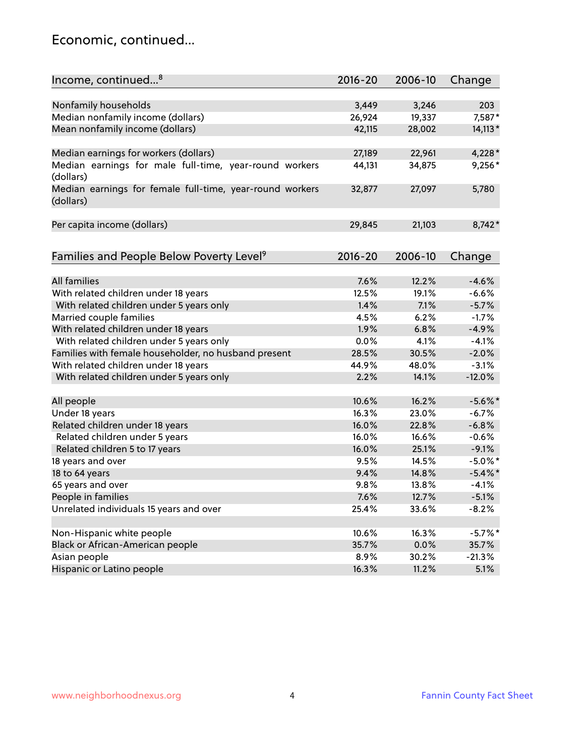## Economic, continued...

| Income, continued...[8] | 2016-20 | 2006-10 | Change |
|---|---|---|---|
| Nonfamily households | 3,449 | 3,246 | 203 |
| Median nonfamily income (dollars) | 26,924 | 19,337 | 7,587* |
| Mean nonfamily income (dollars) | 42,115 | 28,002 | 14,113* |
| Median earnings for workers (dollars) | 27,189 | 22,961 | 4,228* |
| Median earnings for male full-time, year-round workers (dollars) | 44,131 | 34,875 | 9,256* |
| Median earnings for female full-time, year-round workers (dollars) | 32,877 | 27,097 | 5,780 |
| Per capita income (dollars) | 29,845 | 21,103 | 8,742* |

| Families and People Below Poverty Level[9] | 2016-20 | 2006-10 | Change |
|---|---|---|---|
| All families | 7.6% | 12.2% | -4.6% |
| With related children under 18 years | 12.5% | 19.1% | -6.6% |
| With related children under 5 years only | 1.4% | 7.1% | -5.7% |
| Married couple families | 4.5% | 6.2% | -1.7% |
| With related children under 18 years | 1.9% | 6.8% | -4.9% |
| With related children under 5 years only | 0.0% | 4.1% | -4.1% |
| Families with female householder, no husband present | 28.5% | 30.5% | -2.0% |
| With related children under 18 years | 44.9% | 48.0% | -3.1% |
| With related children under 5 years only | 2.2% | 14.1% | -12.0% |
| All people | 10.6% | 16.2% | -5.6%* |
| Under 18 years | 16.3% | 23.0% | -6.7% |
| Related children under 18 years | 16.0% | 22.8% | -6.8% |
| Related children under 5 years | 16.0% | 16.6% | -0.6% |
| Related children 5 to 17 years | 16.0% | 25.1% | -9.1% |
| 18 years and over | 9.5% | 14.5% | -5.0%* |
| 18 to 64 years | 9.4% | 14.8% | -5.4%* |
| 65 years and over | 9.8% | 13.8% | -4.1% |
| People in families | 7.6% | 12.7% | -5.1% |
| Unrelated individuals 15 years and over | 25.4% | 33.6% | -8.2% |
| Non-Hispanic white people | 10.6% | 16.3% | -5.7%* |
| Black or African-American people | 35.7% | 0.0% | 35.7% |
| Asian people | 8.9% | 30.2% | -21.3% |
| Hispanic or Latino people | 16.3% | 11.2% | 5.1% |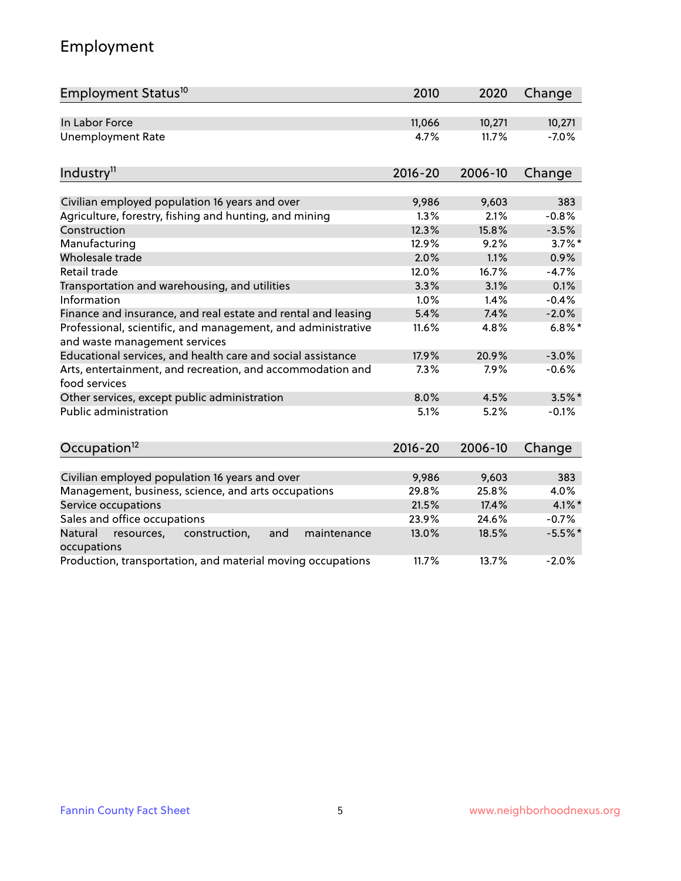## Employment

| Employment Status[10] | 2010 | 2020 | Change |
|---|---|---|---|
| In Labor Force | 11,066 | 10,271 | 10,271 |
| Unemployment Rate | 4.7% | 11.7% | -7.0% |

| Industry[11] | 2016-20 | 2006-10 | Change |
|---|---|---|---|
| Civilian employed population 16 years and over | 9,986 | 9,603 | 383 |
| Agriculture, forestry, fishing and hunting, and mining | 1.3% | 2.1% | -0.8% |
| Construction | 12.3% | 15.8% | -3.5% |
| Manufacturing | 12.9% | 9.2% | 3.7%* |
| Wholesale trade | 2.0% | 1.1% | 0.9% |
| Retail trade | 12.0% | 16.7% | -4.7% |
| Transportation and warehousing, and utilities | 3.3% | 3.1% | 0.1% |
| Information | 1.0% | 1.4% | -0.4% |
| Finance and insurance, and real estate and rental and leasing | 5.4% | 7.4% | -2.0% |
| Professional, scientific, and management, and administrative and waste management services | 11.6% | 4.8% | 6.8%* |
| Educational services, and health care and social assistance | 17.9% | 20.9% | -3.0% |
| Arts, entertainment, and recreation, and accommodation and food services | 7.3% | 7.9% | -0.6% |
| Other services, except public administration | 8.0% | 4.5% | 3.5%* |
| Public administration | 5.1% | 5.2% | -0.1% |

| Occupation[12] | 2016-20 | 2006-10 | Change |
|---|---|---|---|
| Civilian employed population 16 years and over | 9,986 | 9,603 | 383 |
| Management, business, science, and arts occupations | 29.8% | 25.8% | 4.0% |
| Service occupations | 21.5% | 17.4% | 4.1%* |
| Sales and office occupations | 23.9% | 24.6% | -0.7% |
| Natural resources, construction, and maintenance occupations | 13.0% | 18.5% | -5.5%* |
| Production, transportation, and material moving occupations | 11.7% | 13.7% | -2.0% |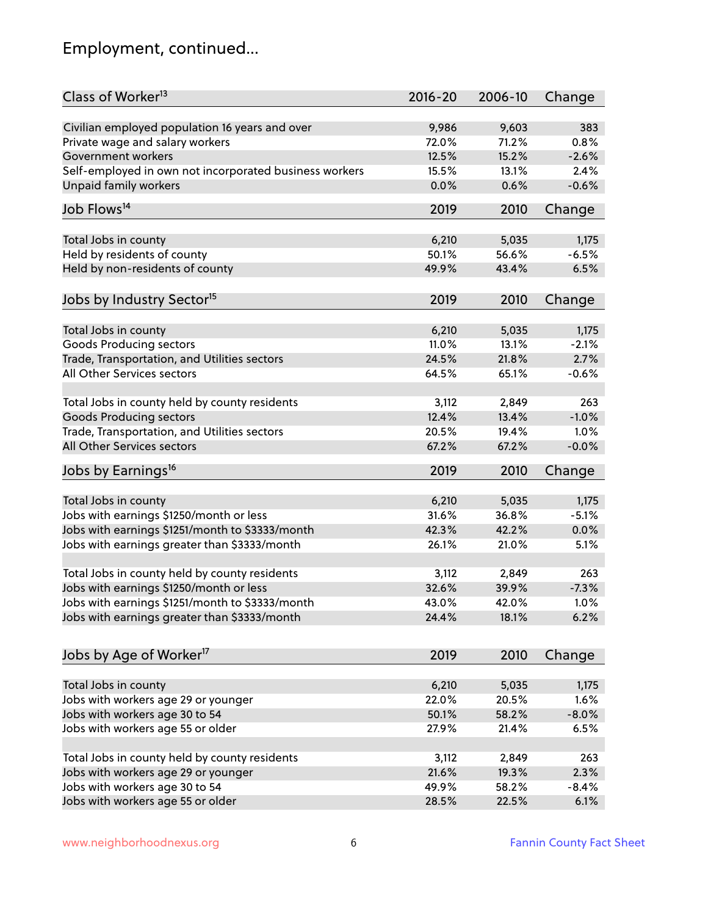# Employment, continued...

| Class of Worker[13] | 2016-20 | 2006-10 | Change |
|---|---|---|---|
| Civilian employed population 16 years and over | 9,986 | 9,603 | 383 |
| Private wage and salary workers | 72.0% | 71.2% | 0.8% |
| Government workers | 12.5% | 15.2% | -2.6% |
| Self-employed in own not incorporated business workers | 15.5% | 13.1% | 2.4% |
| Unpaid family workers | 0.0% | 0.6% | -0.6% |

| Job Flows[14] | 2019 | 2010 | Change |
|---|---|---|---|
| Total Jobs in county | 6,210 | 5,035 | 1,175 |
| Held by residents of county | 50.1% | 56.6% | -6.5% |
| Held by non-residents of county | 49.9% | 43.4% | 6.5% |

| Jobs by Industry Sector[15] | 2019 | 2010 | Change |
|---|---|---|---|
| Total Jobs in county | 6,210 | 5,035 | 1,175 |
| Goods Producing sectors | 11.0% | 13.1% | -2.1% |
| Trade, Transportation, and Utilities sectors | 24.5% | 21.8% | 2.7% |
| All Other Services sectors | 64.5% | 65.1% | -0.6% |
| | | | |
| Total Jobs in county held by county residents | 3,112 | 2,849 | 263 |
| Goods Producing sectors | 12.4% | 13.4% | -1.0% |
| Trade, Transportation, and Utilities sectors | 20.5% | 19.4% | 1.0% |
| All Other Services sectors | 67.2% | 67.2% | -0.0% |

| Jobs by Earnings[16] | 2019 | 2010 | Change |
|---|---|---|---|
| Total Jobs in county | 6,210 | 5,035 | 1,175 |
| Jobs with earnings $1250/month or less | 31.6% | 36.8% | -5.1% |
| Jobs with earnings $1251/month to $3333/month | 42.3% | 42.2% | 0.0% |
| Jobs with earnings greater than $3333/month | 26.1% | 21.0% | 5.1% |
| | | | |
| Total Jobs in county held by county residents | 3,112 | 2,849 | 263 |
| Jobs with earnings $1250/month or less | 32.6% | 39.9% | -7.3% |
| Jobs with earnings $1251/month to $3333/month | 43.0% | 42.0% | 1.0% |
| Jobs with earnings greater than $3333/month | 24.4% | 18.1% | 6.2% |

| Jobs by Age of Worker[17] | 2019 | 2010 | Change |
|---|---|---|---|
| Total Jobs in county | 6,210 | 5,035 | 1,175 |
| Jobs with workers age 29 or younger | 22.0% | 20.5% | 1.6% |
| Jobs with workers age 30 to 54 | 50.1% | 58.2% | -8.0% |
| Jobs with workers age 55 or older | 27.9% | 21.4% | 6.5% |
| | | | |
| Total Jobs in county held by county residents | 3,112 | 2,849 | 263 |
| Jobs with workers age 29 or younger | 21.6% | 19.3% | 2.3% |
| Jobs with workers age 30 to 54 | 49.9% | 58.2% | -8.4% |
| Jobs with workers age 55 or older | 28.5% | 22.5% | 6.1% |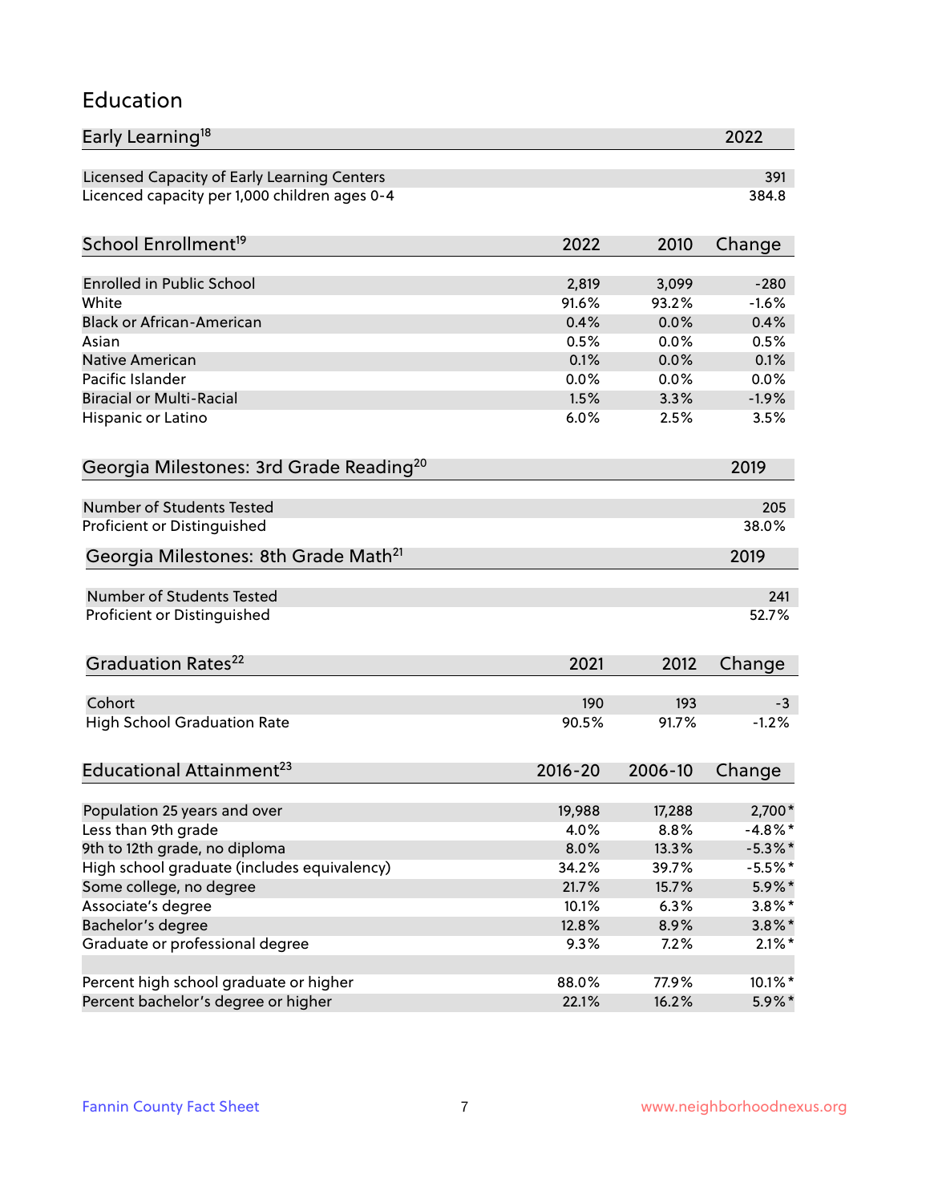# Education

| Early Learning[18] | 2022 |
|---|---|
| Licensed Capacity of Early Learning Centers | 391 |
| Licenced capacity per 1,000 children ages 0-4 | 384.8 |

| School Enrollment[19] | 2022 | 2010 | Change |
|---|---|---|---|
| Enrolled in Public School | 2,819 | 3,099 | -280 |
| White | 91.6% | 93.2% | -1.6% |
| Black or African-American | 0.4% | 0.0% | 0.4% |
| Asian | 0.5% | 0.0% | 0.5% |
| Native American | 0.1% | 0.0% | 0.1% |
| Pacific Islander | 0.0% | 0.0% | 0.0% |
| Biracial or Multi-Racial | 1.5% | 3.3% | -1.9% |
| Hispanic or Latino | 6.0% | 2.5% | 3.5% |

| Georgia Milestones: 3rd Grade Reading[20] | 2019 |
|---|---|
| Number of Students Tested | 205 |
| Proficient or Distinguished | 38.0% |

| Georgia Milestones: 8th Grade Math[21] | 2019 |
|---|---|
| Number of Students Tested | 241 |
| Proficient or Distinguished | 52.7% |

| Graduation Rates[22] | 2021 | 2012 | Change |
|---|---|---|---|
| Cohort | 190 | 193 | -3 |
| High School Graduation Rate | 90.5% | 91.7% | -1.2% |

| Educational Attainment[23] | 2016-20 | 2006-10 | Change |
|---|---|---|---|
| Population 25 years and over | 19,988 | 17,288 | 2,700* |
| Less than 9th grade | 4.0% | 8.8% | -4.8%* |
| 9th to 12th grade, no diploma | 8.0% | 13.3% | -5.3%* |
| High school graduate (includes equivalency) | 34.2% | 39.7% | -5.5%* |
| Some college, no degree | 21.7% | 15.7% | 5.9%* |
| Associate's degree | 10.1% | 6.3% | 3.8%* |
| Bachelor's degree | 12.8% | 8.9% | 3.8%* |
| Graduate or professional degree | 9.3% | 7.2% | 2.1%* |
| | | | |
| Percent high school graduate or higher | 88.0% | 77.9% | 10.1%* |
| Percent bachelor's degree or higher | 22.1% | 16.2% | 5.9%* |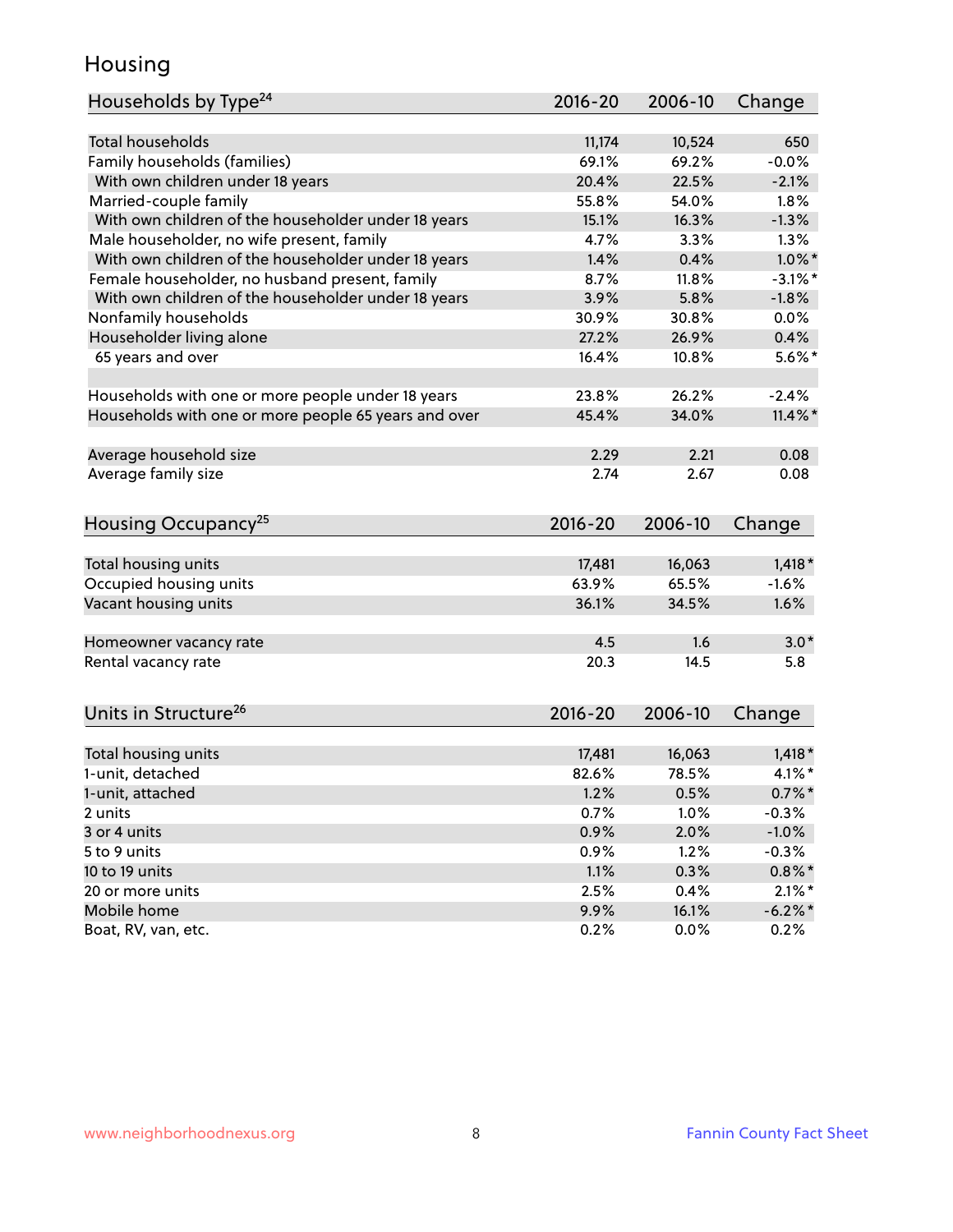## Housing

| Households by Type[24] | 2016-20 | 2006-10 | Change |
|---|---|---|---|
| Total households | 11,174 | 10,524 | 650 |
| Family households (families) | 69.1% | 69.2% | -0.0% |
| With own children under 18 years | 20.4% | 22.5% | -2.1% |
| Married-couple family | 55.8% | 54.0% | 1.8% |
| With own children of the householder under 18 years | 15.1% | 16.3% | -1.3% |
| Male householder, no wife present, family | 4.7% | 3.3% | 1.3% |
| With own children of the householder under 18 years | 1.4% | 0.4% | 1.0%* |
| Female householder, no husband present, family | 8.7% | 11.8% | -3.1%* |
| With own children of the householder under 18 years | 3.9% | 5.8% | -1.8% |
| Nonfamily households | 30.9% | 30.8% | 0.0% |
| Householder living alone | 27.2% | 26.9% | 0.4% |
| 65 years and over | 16.4% | 10.8% | 5.6%* |
| | | | |
| Households with one or more people under 18 years | 23.8% | 26.2% | -2.4% |
| Households with one or more people 65 years and over | 45.4% | 34.0% | 11.4%* |
| | | | |
| Average household size | 2.29 | 2.21 | 0.08 |
| Average family size | 2.74 | 2.67 | 0.08 |

| Housing Occupancy[25] | 2016-20 | 2006-10 | Change |
|---|---|---|---|
| Total housing units | 17,481 | 16,063 | 1,418* |
| Occupied housing units | 63.9% | 65.5% | -1.6% |
| Vacant housing units | 36.1% | 34.5% | 1.6% |
| | | | |
| Homeowner vacancy rate | 4.5 | 1.6 | 3.0* |
| Rental vacancy rate | 20.3 | 14.5 | 5.8 |

| Units in Structure[26] | 2016-20 | 2006-10 | Change |
|---|---|---|---|
| Total housing units | 17,481 | 16,063 | 1,418* |
| 1-unit, detached | 82.6% | 78.5% | 4.1%* |
| 1-unit, attached | 1.2% | 0.5% | 0.7%* |
| 2 units | 0.7% | 1.0% | -0.3% |
| 3 or 4 units | 0.9% | 2.0% | -1.0% |
| 5 to 9 units | 0.9% | 1.2% | -0.3% |
| 10 to 19 units | 1.1% | 0.3% | 0.8%* |
| 20 or more units | 2.5% | 0.4% | 2.1%* |
| Mobile home | 9.9% | 16.1% | -6.2%* |
| Boat, RV, van, etc. | 0.2% | 0.0% | 0.2% |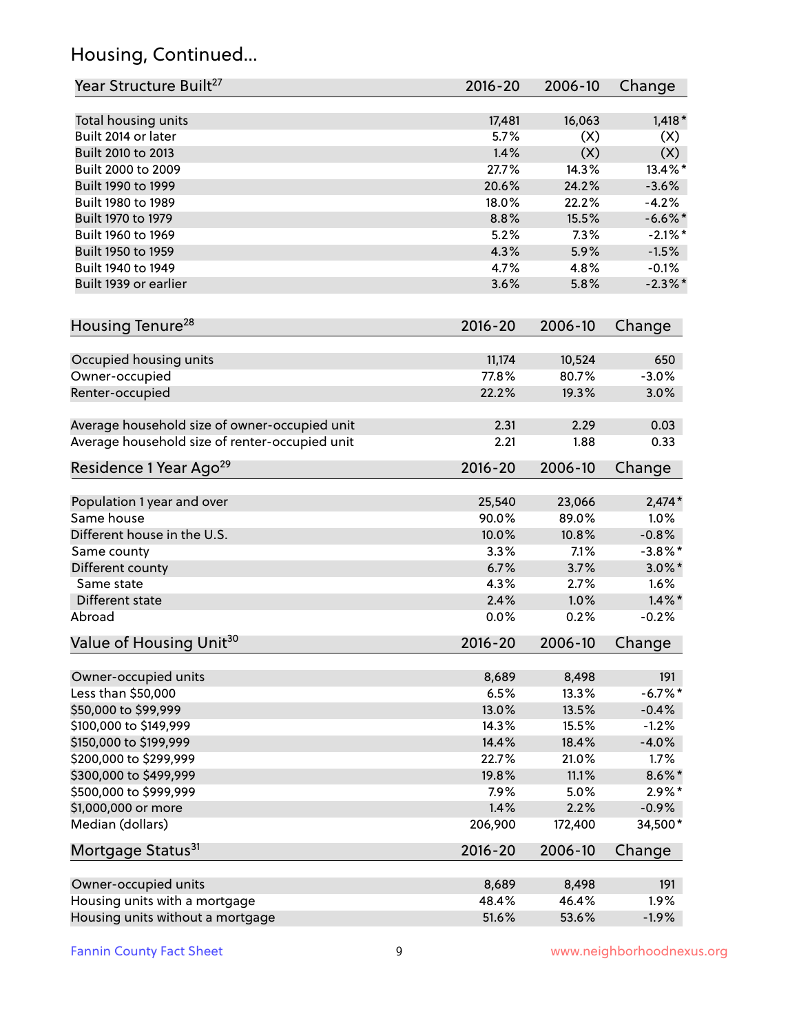## Housing, Continued...

| Year Structure Built[27] | 2016-20 | 2006-10 | Change |
|---|---|---|---|
| Total housing units | 17,481 | 16,063 | 1,418* |
| Built 2014 or later | 5.7% | (X) | (X) |
| Built 2010 to 2013 | 1.4% | (X) | (X) |
| Built 2000 to 2009 | 27.7% | 14.3% | 13.4%* |
| Built 1990 to 1999 | 20.6% | 24.2% | -3.6% |
| Built 1980 to 1989 | 18.0% | 22.2% | -4.2% |
| Built 1970 to 1979 | 8.8% | 15.5% | -6.6%* |
| Built 1960 to 1969 | 5.2% | 7.3% | -2.1%* |
| Built 1950 to 1959 | 4.3% | 5.9% | -1.5% |
| Built 1940 to 1949 | 4.7% | 4.8% | -0.1% |
| Built 1939 or earlier | 3.6% | 5.8% | -2.3%* |

| Housing Tenure[28] | 2016-20 | 2006-10 | Change |
|---|---|---|---|
| Occupied housing units | 11,174 | 10,524 | 650 |
| Owner-occupied | 77.8% | 80.7% | -3.0% |
| Renter-occupied | 22.2% | 19.3% | 3.0% |
| Average household size of owner-occupied unit | 2.31 | 2.29 | 0.03 |
| Average household size of renter-occupied unit | 2.21 | 1.88 | 0.33 |

| Residence 1 Year Ago[29] | 2016-20 | 2006-10 | Change |
|---|---|---|---|
| Population 1 year and over | 25,540 | 23,066 | 2,474* |
| Same house | 90.0% | 89.0% | 1.0% |
| Different house in the U.S. | 10.0% | 10.8% | -0.8% |
| Same county | 3.3% | 7.1% | -3.8%* |
| Different county | 6.7% | 3.7% | 3.0%* |
| Same state | 4.3% | 2.7% | 1.6% |
| Different state | 2.4% | 1.0% | 1.4%* |
| Abroad | 0.0% | 0.2% | -0.2% |

| Value of Housing Unit[30] | 2016-20 | 2006-10 | Change |
|---|---|---|---|
| Owner-occupied units | 8,689 | 8,498 | 191 |
| Less than $50,000 | 6.5% | 13.3% | -6.7%* |
| $50,000 to $99,999 | 13.0% | 13.5% | -0.4% |
| $100,000 to $149,999 | 14.3% | 15.5% | -1.2% |
| $150,000 to $199,999 | 14.4% | 18.4% | -4.0% |
| $200,000 to $299,999 | 22.7% | 21.0% | 1.7% |
| $300,000 to $499,999 | 19.8% | 11.1% | 8.6%* |
| $500,000 to $999,999 | 7.9% | 5.0% | 2.9%* |
| $1,000,000 or more | 1.4% | 2.2% | -0.9% |
| Median (dollars) | 206,900 | 172,400 | 34,500* |

| Mortgage Status[31] | 2016-20 | 2006-10 | Change |
|---|---|---|---|
| Owner-occupied units | 8,689 | 8,498 | 191 |
| Housing units with a mortgage | 48.4% | 46.4% | 1.9% |
| Housing units without a mortgage | 51.6% | 53.6% | -1.9% |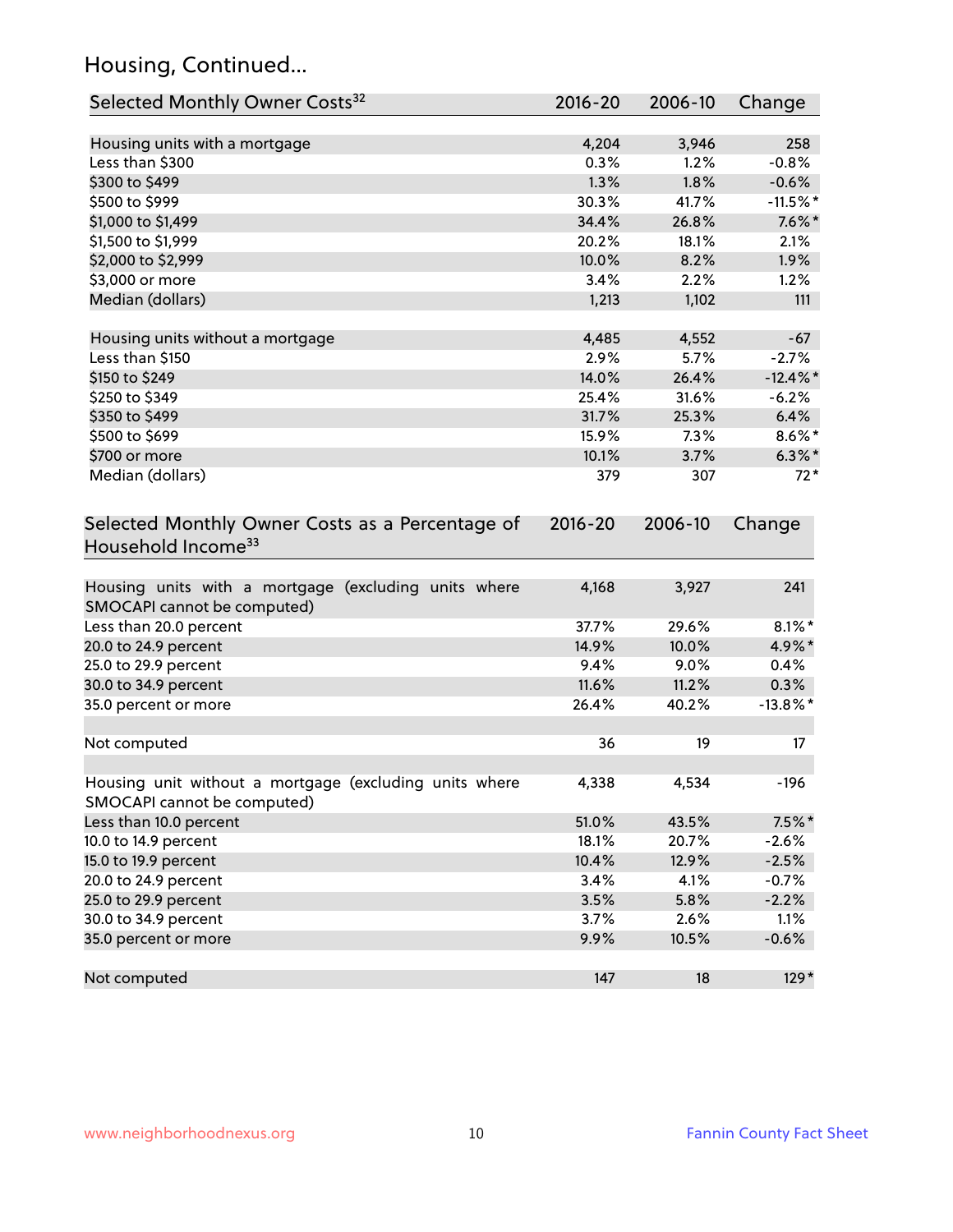## Housing, Continued...

| Selected Monthly Owner Costs[32] | 2016-20 | 2006-10 | Change |
|---|---|---|---|
| Housing units with a mortgage | 4,204 | 3,946 | 258 |
| Less than $300 | 0.3% | 1.2% | -0.8% |
| $300 to $499 | 1.3% | 1.8% | -0.6% |
| $500 to $999 | 30.3% | 41.7% | -11.5%* |
| $1,000 to $1,499 | 34.4% | 26.8% | 7.6%* |
| $1,500 to $1,999 | 20.2% | 18.1% | 2.1% |
| $2,000 to $2,999 | 10.0% | 8.2% | 1.9% |
| $3,000 or more | 3.4% | 2.2% | 1.2% |
| Median (dollars) | 1,213 | 1,102 | 111 |
| | | | |
| Housing units without a mortgage | 4,485 | 4,552 | -67 |
| Less than $150 | 2.9% | 5.7% | -2.7% |
| $150 to $249 | 14.0% | 26.4% | -12.4%* |
| $250 to $349 | 25.4% | 31.6% | -6.2% |
| $350 to $499 | 31.7% | 25.3% | 6.4% |
| $500 to $699 | 15.9% | 7.3% | 8.6%* |
| $700 or more | 10.1% | 3.7% | 6.3%* |
| Median (dollars) | 379 | 307 | 72* |

| Selected Monthly Owner Costs as a Percentage of Household Income[33] | 2016-20 | 2006-10 | Change |
|---|---|---|---|
| Housing units with a mortgage (excluding units where SMOCAPI cannot be computed) | 4,168 | 3,927 | 241 |
| Less than 20.0 percent | 37.7% | 29.6% | 8.1%* |
| 20.0 to 24.9 percent | 14.9% | 10.0% | 4.9%* |
| 25.0 to 29.9 percent | 9.4% | 9.0% | 0.4% |
| 30.0 to 34.9 percent | 11.6% | 11.2% | 0.3% |
| 35.0 percent or more | 26.4% | 40.2% | -13.8%* |
| | | | |
| Not computed | 36 | 19 | 17 |
| | | | |
| Housing unit without a mortgage (excluding units where SMOCAPI cannot be computed) | 4,338 | 4,534 | -196 |
| Less than 10.0 percent | 51.0% | 43.5% | 7.5%* |
| 10.0 to 14.9 percent | 18.1% | 20.7% | -2.6% |
| 15.0 to 19.9 percent | 10.4% | 12.9% | -2.5% |
| 20.0 to 24.9 percent | 3.4% | 4.1% | -0.7% |
| 25.0 to 29.9 percent | 3.5% | 5.8% | -2.2% |
| 30.0 to 34.9 percent | 3.7% | 2.6% | 1.1% |
| 35.0 percent or more | 9.9% | 10.5% | -0.6% |
| | | | |
| Not computed | 147 | 18 | 129* |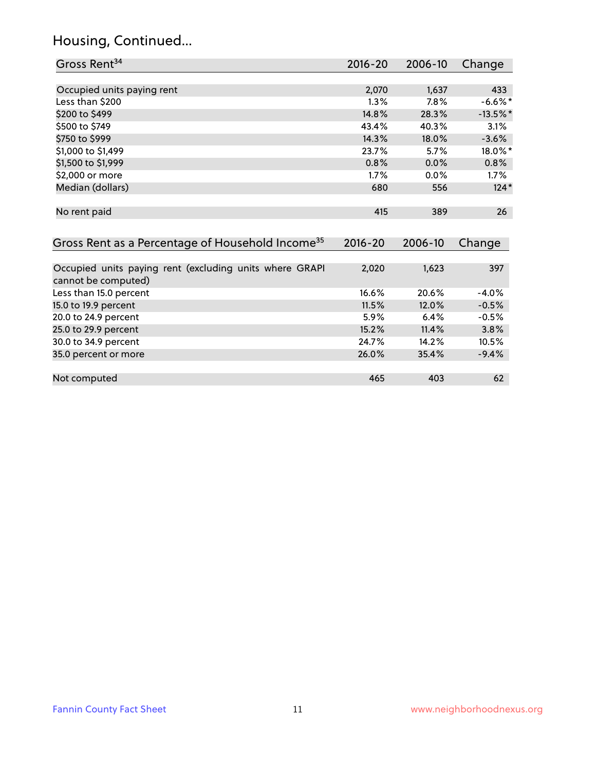## Housing, Continued...

| Gross Rent[34] | 2016-20 | 2006-10 | Change |
|---|---|---|---|
| Occupied units paying rent | 2,070 | 1,637 | 433 |
| Less than $200 | 1.3% | 7.8% | -6.6%* |
| $200 to $499 | 14.8% | 28.3% | -13.5%* |
| $500 to $749 | 43.4% | 40.3% | 3.1% |
| $750 to $999 | 14.3% | 18.0% | -3.6% |
| $1,000 to $1,499 | 23.7% | 5.7% | 18.0%* |
| $1,500 to $1,999 | 0.8% | 0.0% | 0.8% |
| $2,000 or more | 1.7% | 0.0% | 1.7% |
| Median (dollars) | 680 | 556 | 124* |
| No rent paid | 415 | 389 | 26 |

| Gross Rent as a Percentage of Household Income[35] | 2016-20 | 2006-10 | Change |
|---|---|---|---|
| Occupied units paying rent (excluding units where GRAPI cannot be computed) | 2,020 | 1,623 | 397 |
| Less than 15.0 percent | 16.6% | 20.6% | -4.0% |
| 15.0 to 19.9 percent | 11.5% | 12.0% | -0.5% |
| 20.0 to 24.9 percent | 5.9% | 6.4% | -0.5% |
| 25.0 to 29.9 percent | 15.2% | 11.4% | 3.8% |
| 30.0 to 34.9 percent | 24.7% | 14.2% | 10.5% |
| 35.0 percent or more | 26.0% | 35.4% | -9.4% |
| Not computed | 465 | 403 | 62 |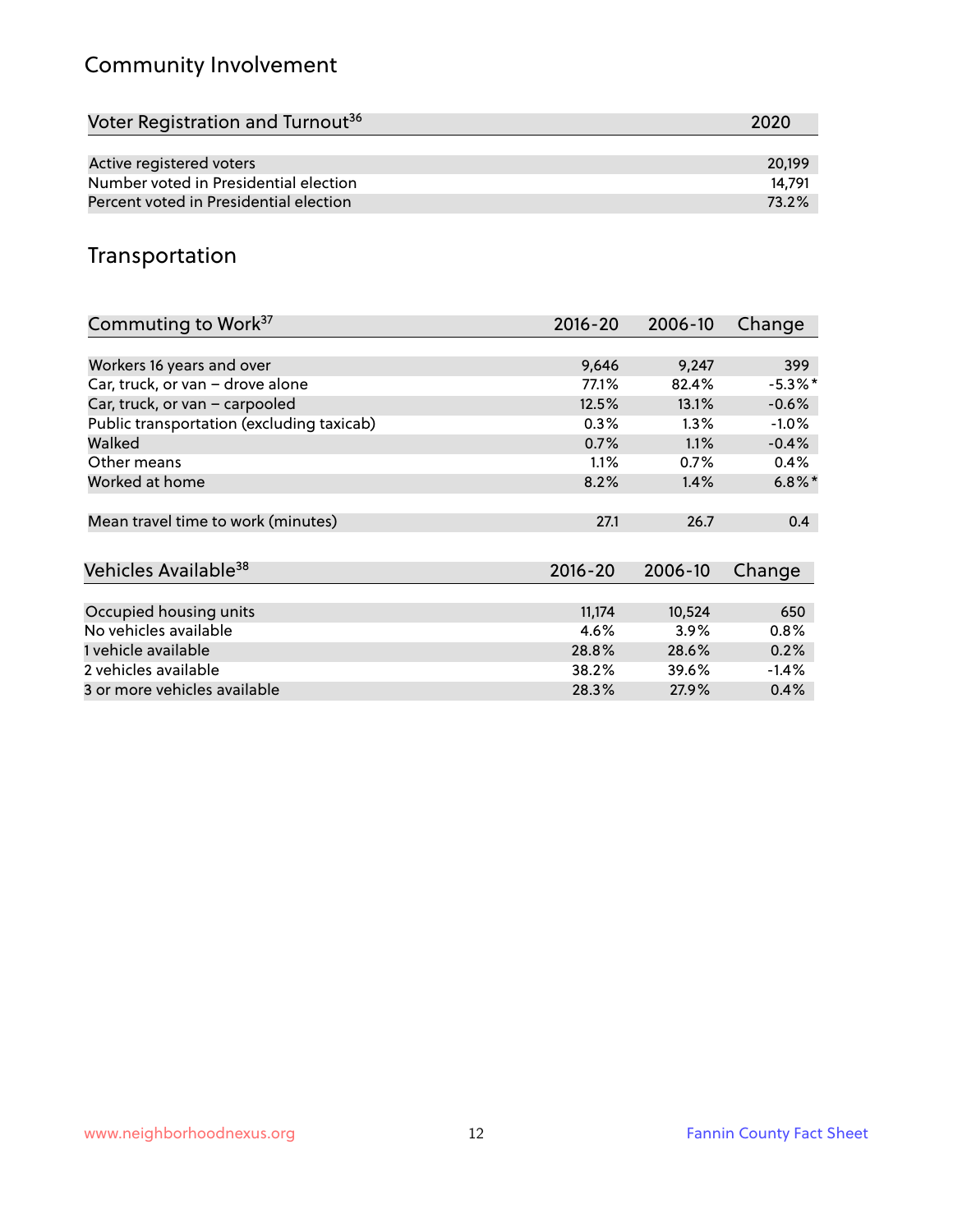## Community Involvement

| Voter Registration and Turnout[36] | 2020 |
|---|---|
| Active registered voters | 20,199 |
| Number voted in Presidential election | 14,791 |
| Percent voted in Presidential election | 73.2% |

## Transportation

| Commuting to Work[37] | 2016-20 | 2006-10 | Change |
|---|---|---|---|
| Workers 16 years and over | 9,646 | 9,247 | 399 |
| Car, truck, or van – drove alone | 77.1% | 82.4% | -5.3%* |
| Car, truck, or van – carpooled | 12.5% | 13.1% | -0.6% |
| Public transportation (excluding taxicab) | 0.3% | 1.3% | -1.0% |
| Walked | 0.7% | 1.1% | -0.4% |
| Other means | 1.1% | 0.7% | 0.4% |
| Worked at home | 8.2% | 1.4% | 6.8%* |
| Mean travel time to work (minutes) | 27.1 | 26.7 | 0.4 |

| Vehicles Available[38] | 2016-20 | 2006-10 | Change |
|---|---|---|---|
| Occupied housing units | 11,174 | 10,524 | 650 |
| No vehicles available | 4.6% | 3.9% | 0.8% |
| 1 vehicle available | 28.8% | 28.6% | 0.2% |
| 2 vehicles available | 38.2% | 39.6% | -1.4% |
| 3 or more vehicles available | 28.3% | 27.9% | 0.4% |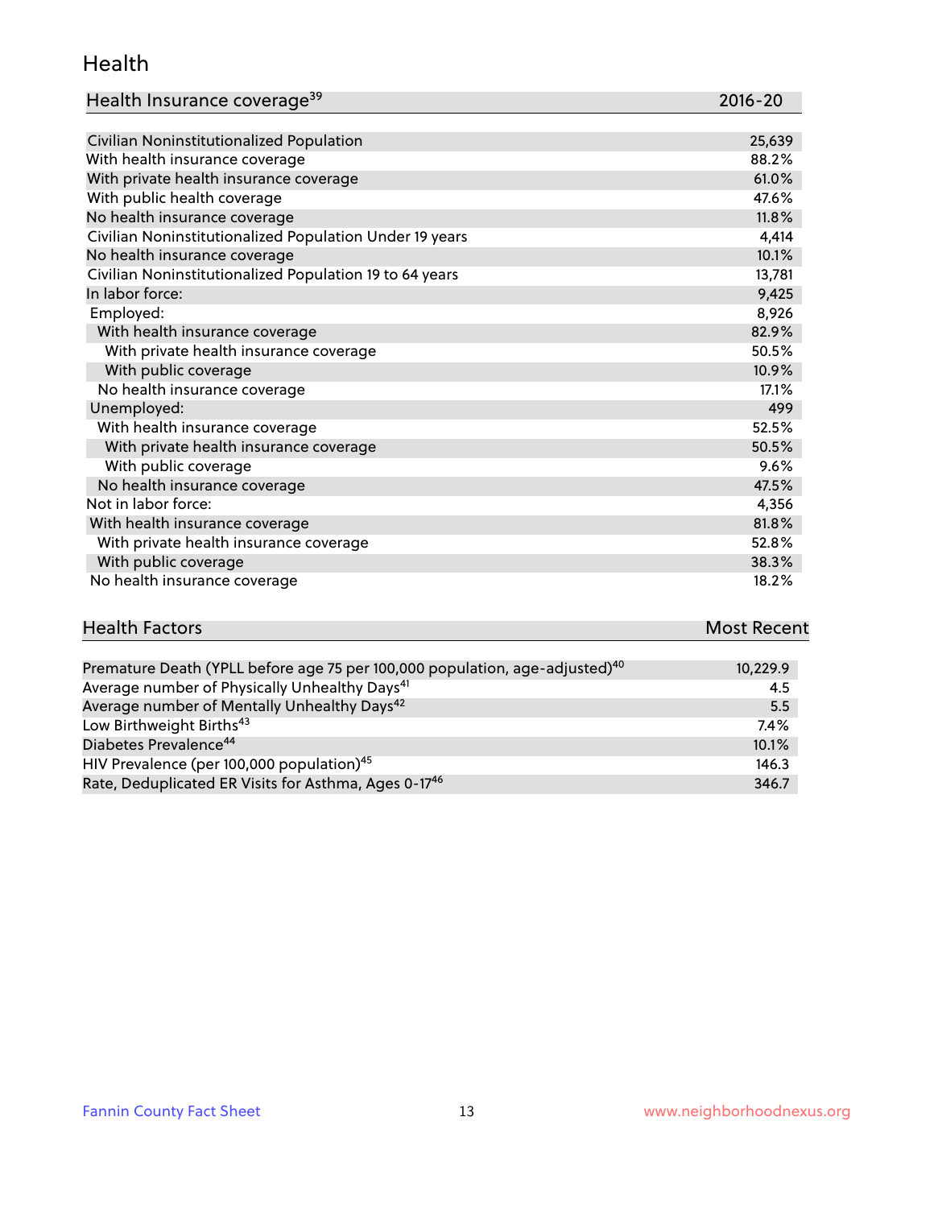## Health

| Health Insurance coverage[39] | 2016-20 |
|---|---|
| Civilian Noninstitutionalized Population | 25,639 |
| With health insurance coverage | 88.2% |
| With private health insurance coverage | 61.0% |
| With public health coverage | 47.6% |
| No health insurance coverage | 11.8% |
| Civilian Noninstitutionalized Population Under 19 years | 4,414 |
| No health insurance coverage | 10.1% |
| Civilian Noninstitutionalized Population 19 to 64 years | 13,781 |
| In labor force: | 9,425 |
| Employed: | 8,926 |
| With health insurance coverage | 82.9% |
| With private health insurance coverage | 50.5% |
| With public coverage | 10.9% |
| No health insurance coverage | 17.1% |
| Unemployed: | 499 |
| With health insurance coverage | 52.5% |
| With private health insurance coverage | 50.5% |
| With public coverage | 9.6% |
| No health insurance coverage | 47.5% |
| Not in labor force: | 4,356 |
| With health insurance coverage | 81.8% |
| With private health insurance coverage | 52.8% |
| With public coverage | 38.3% |
| No health insurance coverage | 18.2% |

| Health Factors | Most Recent |
|---|---|
| Premature Death (YPLL before age 75 per 100,000 population, age-adjusted)[40] | 10,229.9 |
| Average number of Physically Unhealthy Days[41] | 4.5 |
| Average number of Mentally Unhealthy Days[42] | 5.5 |
| Low Birthweight Births[43] | 7.4% |
| Diabetes Prevalence[44] | 10.1% |
| HIV Prevalence (per 100,000 population)[45] | 146.3 |
| Rate, Deduplicated ER Visits for Asthma, Ages 0-17[46] | 346.7 |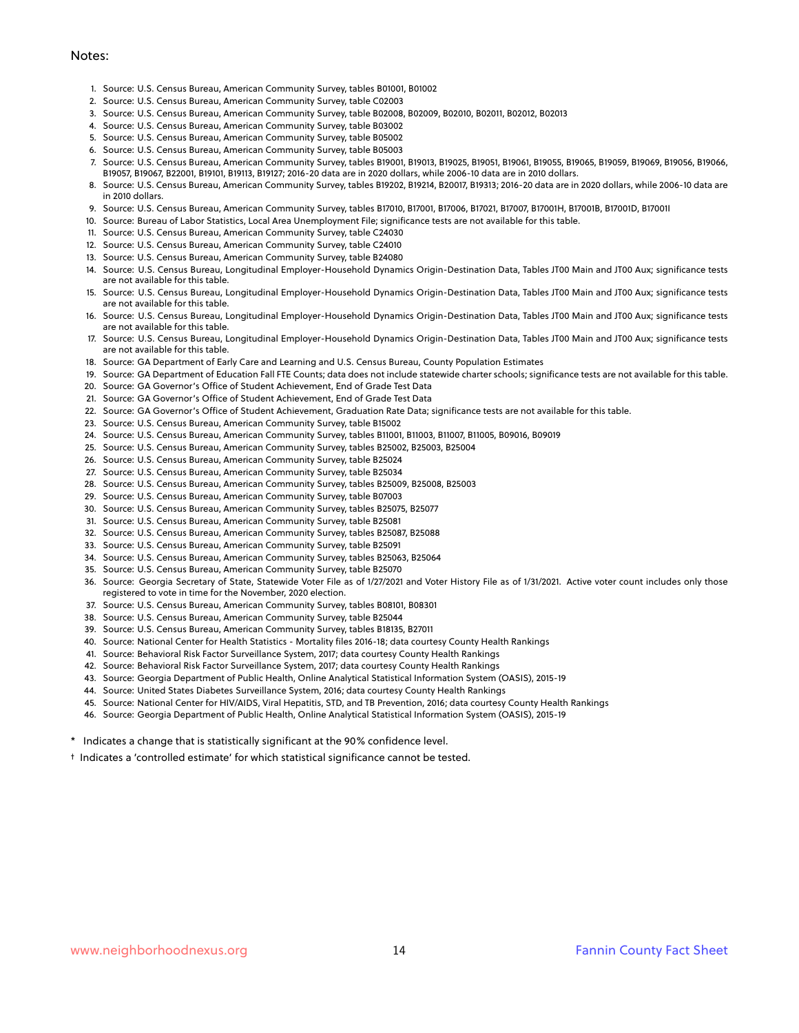Notes:

1. Source: U.S. Census Bureau, American Community Survey, tables B01001, B01002
2. Source: U.S. Census Bureau, American Community Survey, table C02003
3. Source: U.S. Census Bureau, American Community Survey, table B02008, B02009, B02010, B02011, B02012, B02013
4. Source: U.S. Census Bureau, American Community Survey, table B03002
5. Source: U.S. Census Bureau, American Community Survey, table B05002
6. Source: U.S. Census Bureau, American Community Survey, table B05003
7. Source: U.S. Census Bureau, American Community Survey, tables B19001, B19013, B19025, B19051, B19061, B19055, B19065, B19059, B19069, B19056, B19066, B19057, B19067, B22001, B19101, B19113, B19127; 2016-20 data are in 2020 dollars, while 2006-10 data are in 2010 dollars.
8. Source: U.S. Census Bureau, American Community Survey, tables B19202, B19214, B20017, B19313; 2016-20 data are in 2020 dollars, while 2006-10 data are in 2010 dollars.
9. Source: U.S. Census Bureau, American Community Survey, tables B17010, B17001, B17006, B17021, B17007, B17001H, B17001B, B17001D, B17001I
10. Source: Bureau of Labor Statistics, Local Area Unemployment File; significance tests are not available for this table.
11. Source: U.S. Census Bureau, American Community Survey, table C24030
12. Source: U.S. Census Bureau, American Community Survey, table C24010
13. Source: U.S. Census Bureau, American Community Survey, table B24080
14. Source: U.S. Census Bureau, Longitudinal Employer-Household Dynamics Origin-Destination Data, Tables JT00 Main and JT00 Aux; significance tests are not available for this table.
15. Source: U.S. Census Bureau, Longitudinal Employer-Household Dynamics Origin-Destination Data, Tables JT00 Main and JT00 Aux; significance tests are not available for this table.
16. Source: U.S. Census Bureau, Longitudinal Employer-Household Dynamics Origin-Destination Data, Tables JT00 Main and JT00 Aux; significance tests are not available for this table.
17. Source: U.S. Census Bureau, Longitudinal Employer-Household Dynamics Origin-Destination Data, Tables JT00 Main and JT00 Aux; significance tests are not available for this table.
18. Source: GA Department of Early Care and Learning and U.S. Census Bureau, County Population Estimates
19. Source: GA Department of Education Fall FTE Counts; data does not include statewide charter schools; significance tests are not available for this table.
20. Source: GA Governor's Office of Student Achievement, End of Grade Test Data
21. Source: GA Governor's Office of Student Achievement, End of Grade Test Data
22. Source: GA Governor's Office of Student Achievement, Graduation Rate Data; significance tests are not available for this table.
23. Source: U.S. Census Bureau, American Community Survey, table B15002
24. Source: U.S. Census Bureau, American Community Survey, tables B11001, B11003, B11007, B11005, B09016, B09019
25. Source: U.S. Census Bureau, American Community Survey, tables B25002, B25003, B25004
26. Source: U.S. Census Bureau, American Community Survey, table B25024
27. Source: U.S. Census Bureau, American Community Survey, table B25034
28. Source: U.S. Census Bureau, American Community Survey, tables B25009, B25008, B25003
29. Source: U.S. Census Bureau, American Community Survey, table B07003
30. Source: U.S. Census Bureau, American Community Survey, tables B25075, B25077
31. Source: U.S. Census Bureau, American Community Survey, table B25081
32. Source: U.S. Census Bureau, American Community Survey, tables B25087, B25088
33. Source: U.S. Census Bureau, American Community Survey, table B25091
34. Source: U.S. Census Bureau, American Community Survey, tables B25063, B25064
35. Source: U.S. Census Bureau, American Community Survey, table B25070
36. Source: Georgia Secretary of State, Statewide Voter File as of 1/27/2021 and Voter History File as of 1/31/2021. Active voter count includes only those registered to vote in time for the November, 2020 election.
37. Source: U.S. Census Bureau, American Community Survey, tables B08101, B08301
38. Source: U.S. Census Bureau, American Community Survey, table B25044
39. Source: U.S. Census Bureau, American Community Survey, tables B18135, B27011
40. Source: National Center for Health Statistics - Mortality files 2016-18; data courtesy County Health Rankings
41. Source: Behavioral Risk Factor Surveillance System, 2017; data courtesy County Health Rankings
42. Source: Behavioral Risk Factor Surveillance System, 2017; data courtesy County Health Rankings
43. Source: Georgia Department of Public Health, Online Analytical Statistical Information System (OASIS), 2015-19
44. Source: United States Diabetes Surveillance System, 2016; data courtesy County Health Rankings
45. Source: National Center for HIV/AIDS, Viral Hepatitis, STD, and TB Prevention, 2016; data courtesy County Health Rankings
46. Source: Georgia Department of Public Health, Online Analytical Statistical Information System (OASIS), 2015-19

\* Indicates a change that is statistically significant at the 90% confidence level.

† Indicates a 'controlled estimate' for which statistical significance cannot be tested.